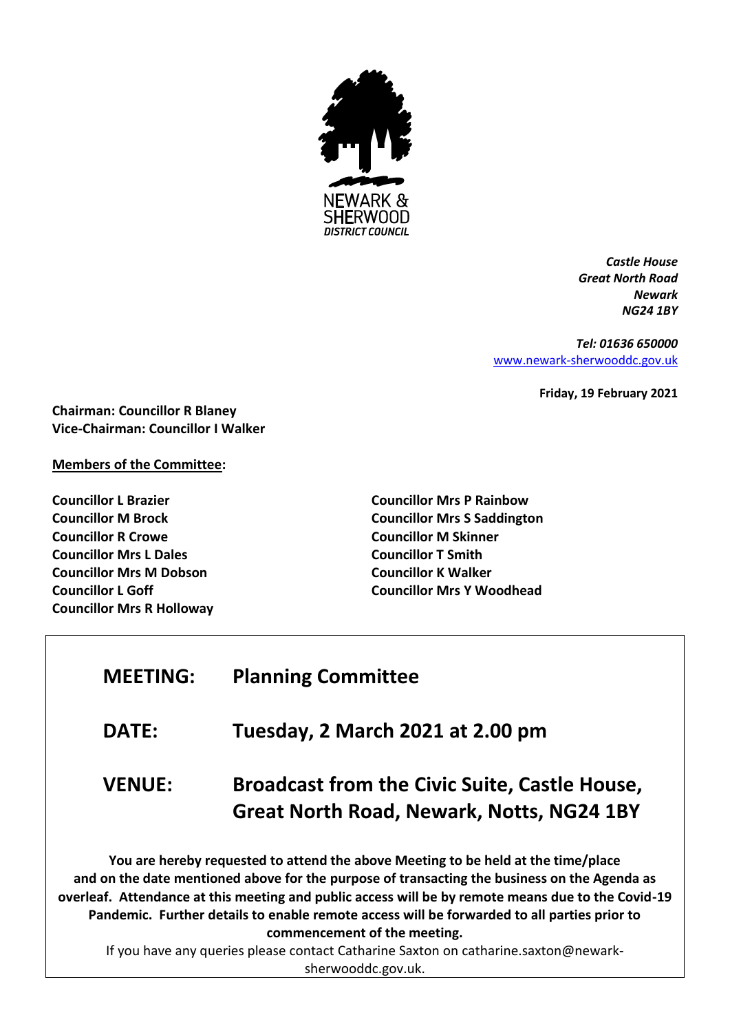NEWARK & SHERWOOD DISTRICT COUNCIL

*Castle House*
*Great North Road*
*Newark*
*NG24 1BY*

*Tel: 01636 650000*
[www.newark-sherwooddc.gov.uk](http://www.newark-sherwooddc.gov.uk)

**Friday, 19 February 2021**

**Chairman: Councillor R Blaney**
**Vice-Chairman: Councillor I Walker**

**Members of the Committee:**

**Councillor L Brazier**
**Councillor M Brock**
**Councillor R Crowe**
**Councillor Mrs L Dales**
**Councillor Mrs M Dobson**
**Councillor L Goff**
**Councillor Mrs R Holloway**
**Councillor Mrs P Rainbow**
**Councillor Mrs S Saddington**
**Councillor M Skinner**
**Councillor T Smith**
**Councillor K Walker**
**Councillor Mrs Y Woodhead**

| | |
|---|---|
| **MEETING:** | **Planning Committee** |
| **DATE:** | **Tuesday, 2 March 2021 at 2.00 pm** |
| **VENUE:** | **Broadcast from the Civic Suite, Castle House, Great North Road, Newark, Notts, NG24 1BY** |

**You are hereby requested to attend the above Meeting to be held at the time/place and on the date mentioned above for the purpose of transacting the business on the Agenda as overleaf. Attendance at this meeting and public access will be by remote means due to the Covid-19 Pandemic. Further details to enable remote access will be forwarded to all parties prior to commencement of the meeting.**

If you have any queries please contact Catharine Saxton on catharine.saxton@newark-sherwooddc.gov.uk.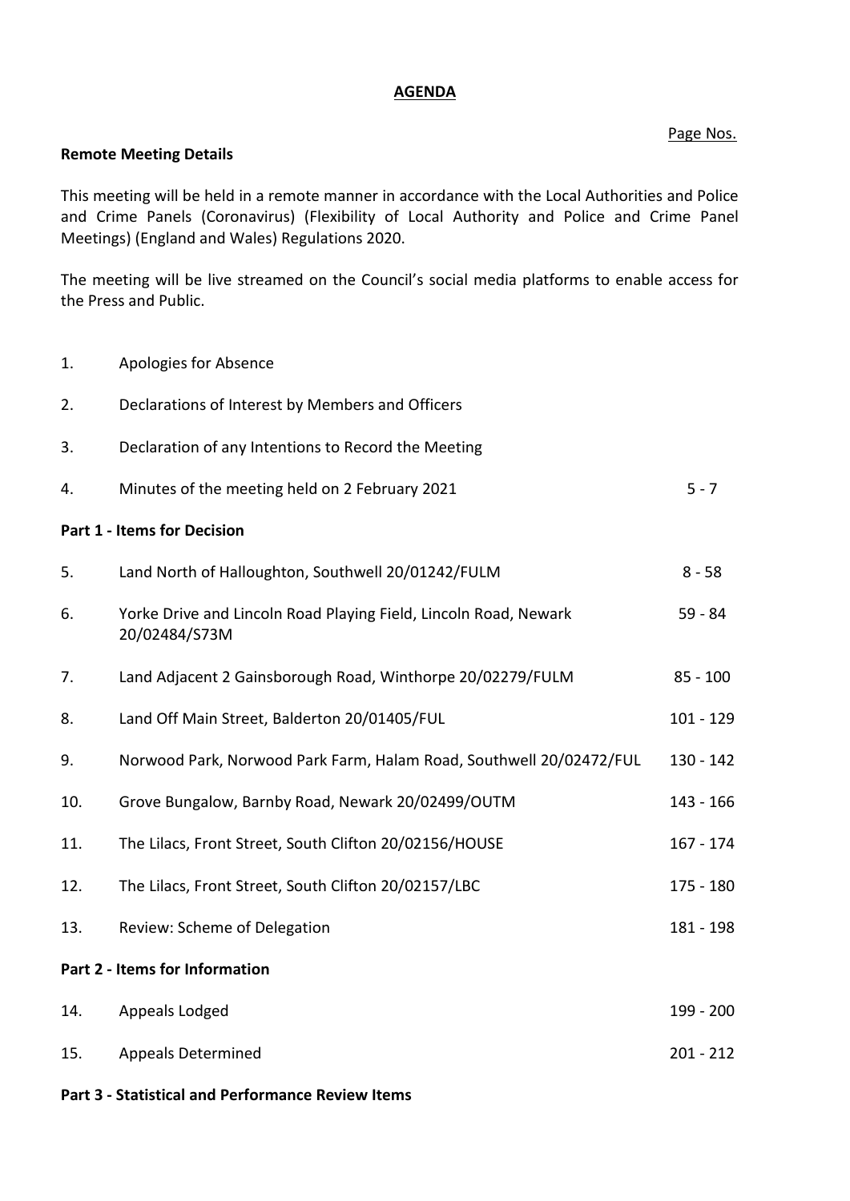# AGENDA

Page Nos.

**Remote Meeting Details**

This meeting will be held in a remote manner in accordance with the Local Authorities and Police and Crime Panels (Coronavirus) (Flexibility of Local Authority and Police and Crime Panel Meetings) (England and Wales) Regulations 2020.

The meeting will be live streamed on the Council's social media platforms to enable access for the Press and Public.

| | | |
|---|---|---|
| 1. | Apologies for Absence | |
| 2. | Declarations of Interest by Members and Officers | |
| 3. | Declaration of any Intentions to Record the Meeting | |
| 4. | Minutes of the meeting held on 2 February 2021 | 5 - 7 |

**Part 1 - Items for Decision**

| | | |
|---|---|---|
| 5. | Land North of Halloughton, Southwell 20/01242/FULM | 8 - 58 |
| 6. | Yorke Drive and Lincoln Road Playing Field, Lincoln Road, Newark 20/02484/S73M | 59 - 84 |
| 7. | Land Adjacent 2 Gainsborough Road, Winthorpe 20/02279/FULM | 85 - 100 |
| 8. | Land Off Main Street, Balderton 20/01405/FUL | 101 - 129 |
| 9. | Norwood Park, Norwood Park Farm, Halam Road, Southwell 20/02472/FUL | 130 - 142 |
| 10. | Grove Bungalow, Barnby Road, Newark 20/02499/OUTM | 143 - 166 |
| 11. | The Lilacs, Front Street, South Clifton 20/02156/HOUSE | 167 - 174 |
| 12. | The Lilacs, Front Street, South Clifton 20/02157/LBC | 175 - 180 |
| 13. | Review: Scheme of Delegation | 181 - 198 |

**Part 2 - Items for Information**

| | | |
|---|---|---|
| 14. | Appeals Lodged | 199 - 200 |
| 15. | Appeals Determined | 201 - 212 |

**Part 3 - Statistical and Performance Review Items**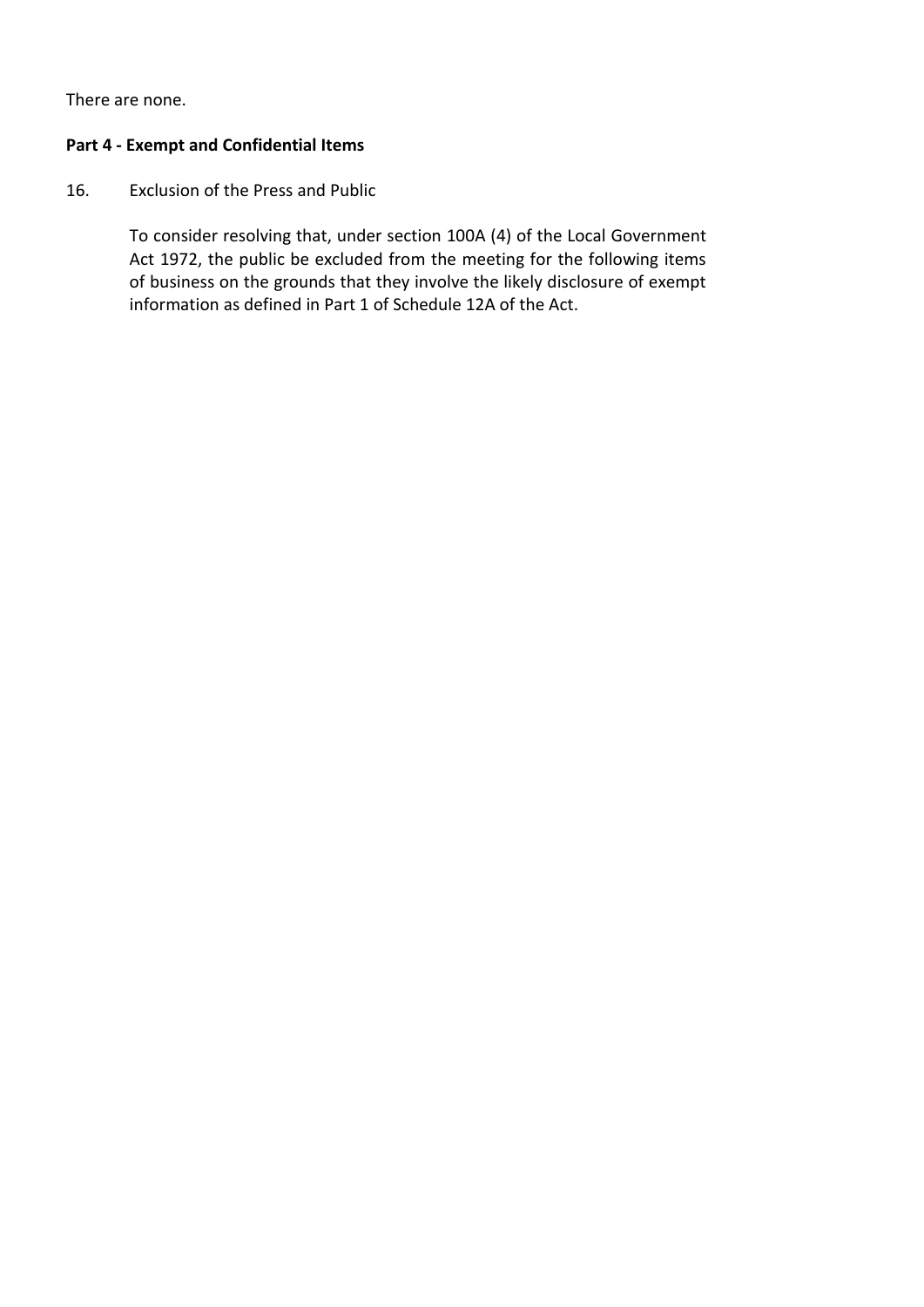There are none.

**Part 4 - Exempt and Confidential Items**

16. Exclusion of the Press and Public

    To consider resolving that, under section 100A (4) of the Local Government Act 1972, the public be excluded from the meeting for the following items of business on the grounds that they involve the likely disclosure of exempt information as defined in Part 1 of Schedule 12A of the Act.